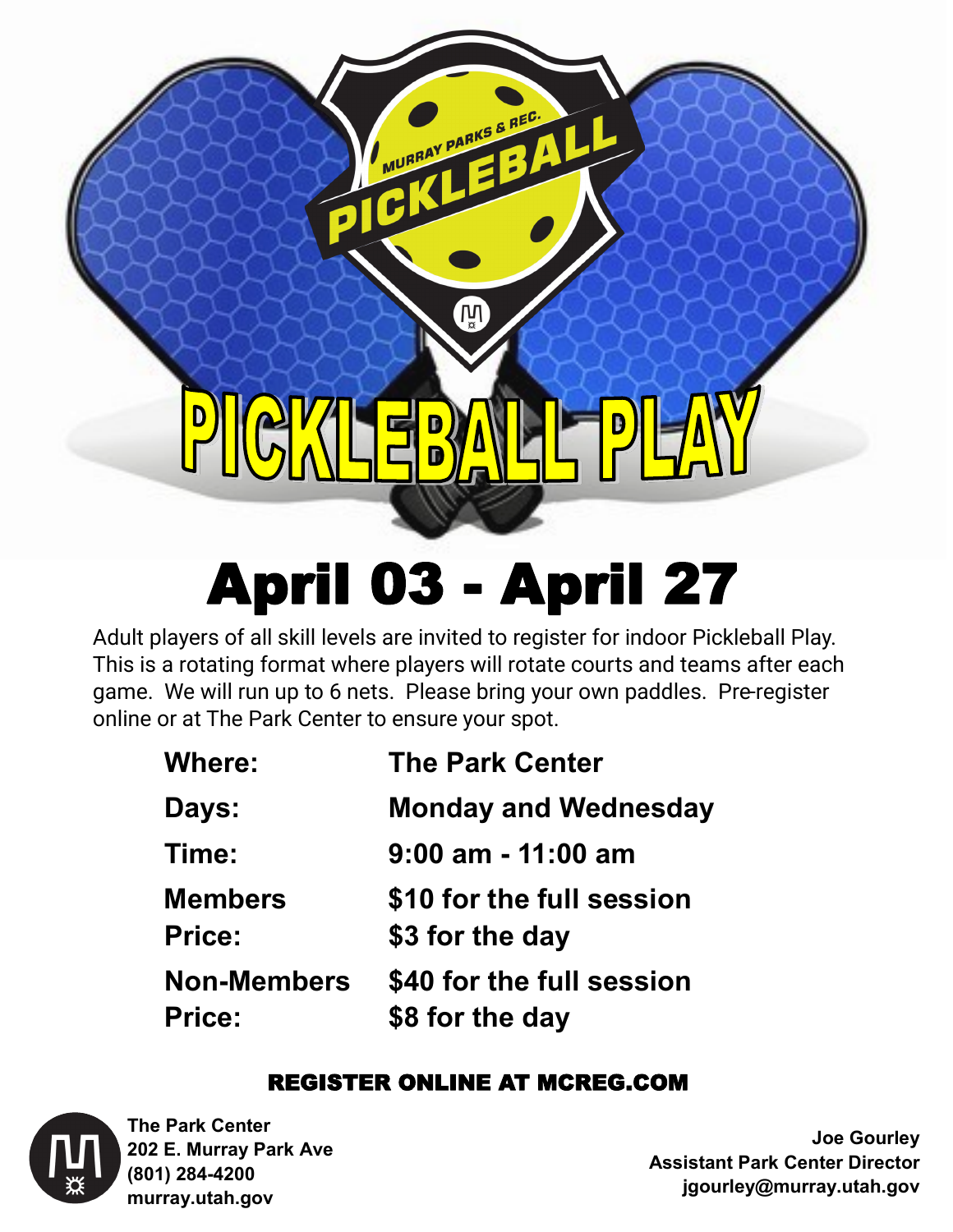MURRAY PARKS & REC.

PICKLEBALL

# PICKLEBALL PLAY

## April 03 - April 27

Adult players of all skill levels are invited to register for indoor Pickleball Play. This is a rotating format where players will rotate courts and teams after each game. We will run up to 6 nets. Please bring your own paddles. Pre-register online or at The Park Center to ensure your spot.

| | |
|---|---|
| **Where:** | **The Park Center** |
| **Days:** | **Monday and Wednesday** |
| **Time:** | **9:00 am - 11:00 am** |
| **Members Price:** | **$10 for the full session**<br>**$3 for the day** |
| **Non-Members Price:** | **$40 for the full session**<br>**$8 for the day** |

**REGISTER ONLINE AT MCREG.COM**

**The Park Center**
**202 E. Murray Park Ave**
**(801) 284-4200**
**murray.utah.gov**

**Joe Gourley**
**Assistant Park Center Director**
**jgourley@murray.utah.gov**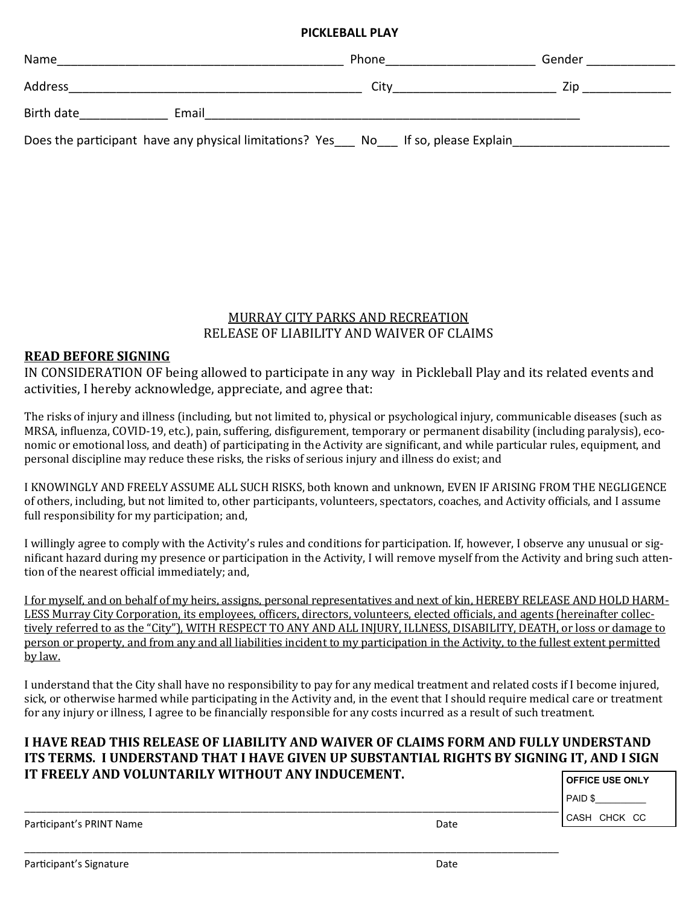**PICKLEBALL PLAY**

Name\_\_\_\_\_\_\_\_\_\_\_\_\_\_\_\_\_\_\_\_\_\_\_\_\_\_\_\_\_\_\_\_\_\_\_\_\_\_\_\_\_\_\_\_ Phone\_\_\_\_\_\_\_\_\_\_\_\_\_\_\_\_\_\_\_\_\_\_\_ Gender \_\_\_\_\_\_\_\_\_\_\_\_\_

Address\_\_\_\_\_\_\_\_\_\_\_\_\_\_\_\_\_\_\_\_\_\_\_\_\_\_\_\_\_\_\_\_\_\_\_\_\_\_\_\_\_\_\_\_\_ City\_\_\_\_\_\_\_\_\_\_\_\_\_\_\_\_\_\_\_\_\_\_\_\_\_ Zip \_\_\_\_\_\_\_\_\_\_\_\_\_

Birth date\_\_\_\_\_\_\_\_\_\_\_\_\_ Email\_\_\_\_\_\_\_\_\_\_\_\_\_\_\_\_\_\_\_\_\_\_\_\_\_\_\_\_\_\_\_\_\_\_\_\_\_\_\_\_\_\_\_\_\_\_\_\_\_\_\_\_\_\_\_\_\_\_\_\_

Does the participant have any physical limitations? Yes\_\_\_ No\_\_\_ If so, please Explain\_\_\_\_\_\_\_\_\_\_\_\_\_\_\_\_\_\_\_\_\_\_\_\_

MURRAY CITY PARKS AND RECREATION
RELEASE OF LIABILITY AND WAIVER OF CLAIMS

**READ BEFORE SIGNING**

IN CONSIDERATION OF being allowed to participate in any way in Pickleball Play and its related events and activities, I hereby acknowledge, appreciate, and agree that:

The risks of injury and illness (including, but not limited to, physical or psychological injury, communicable diseases (such as MRSA, influenza, COVID-19, etc.), pain, suffering, disfigurement, temporary or permanent disability (including paralysis), economic or emotional loss, and death) of participating in the Activity are significant, and while particular rules, equipment, and personal discipline may reduce these risks, the risks of serious injury and illness do exist; and

I KNOWINGLY AND FREELY ASSUME ALL SUCH RISKS, both known and unknown, EVEN IF ARISING FROM THE NEGLIGENCE of others, including, but not limited to, other participants, volunteers, spectators, coaches, and Activity officials, and I assume full responsibility for my participation; and,

I willingly agree to comply with the Activity's rules and conditions for participation. If, however, I observe any unusual or significant hazard during my presence or participation in the Activity, I will remove myself from the Activity and bring such attention of the nearest official immediately; and,

I for myself, and on behalf of my heirs, assigns, personal representatives and next of kin, HEREBY RELEASE AND HOLD HARMLESS Murray City Corporation, its employees, officers, directors, volunteers, elected officials, and agents (hereinafter collectively referred to as the "City"), WITH RESPECT TO ANY AND ALL INJURY, ILLNESS, DISABILITY, DEATH, or loss or damage to person or property, and from any and all liabilities incident to my participation in the Activity, to the fullest extent permitted by law.

I understand that the City shall have no responsibility to pay for any medical treatment and related costs if I become injured, sick, or otherwise harmed while participating in the Activity and, in the event that I should require medical care or treatment for any injury or illness, I agree to be financially responsible for any costs incurred as a result of such treatment.

**I HAVE READ THIS RELEASE OF LIABILITY AND WAIVER OF CLAIMS FORM AND FULLY UNDERSTAND ITS TERMS. I UNDERSTAND THAT I HAVE GIVEN UP SUBSTANTIAL RIGHTS BY SIGNING IT, AND I SIGN IT FREELY AND VOLUNTARILY WITHOUT ANY INDUCEMENT.**

| OFFICE USE ONLY |
| --- |
| PAID $\_\_\_\_\_\_\_\_\_\_ |
| CASH CHCK CC |

\_\_\_\_\_\_\_\_\_\_\_\_\_\_\_\_\_\_\_\_\_\_\_\_\_\_\_\_\_\_\_\_\_\_\_\_\_\_\_\_\_\_\_\_\_\_\_\_\_\_\_\_\_\_\_\_\_\_\_\_\_\_\_\_\_\_\_\_\_\_\_\_\_\_\_\_\_\_\_\_\_\_\_\_

Participant's PRINT Name Date

\_\_\_\_\_\_\_\_\_\_\_\_\_\_\_\_\_\_\_\_\_\_\_\_\_\_\_\_\_\_\_\_\_\_\_\_\_\_\_\_\_\_\_\_\_\_\_\_\_\_\_\_\_\_\_\_\_\_\_\_\_\_\_\_\_\_\_\_\_\_\_\_\_\_\_\_\_\_\_\_\_\_\_\_

Participant's Signature Date